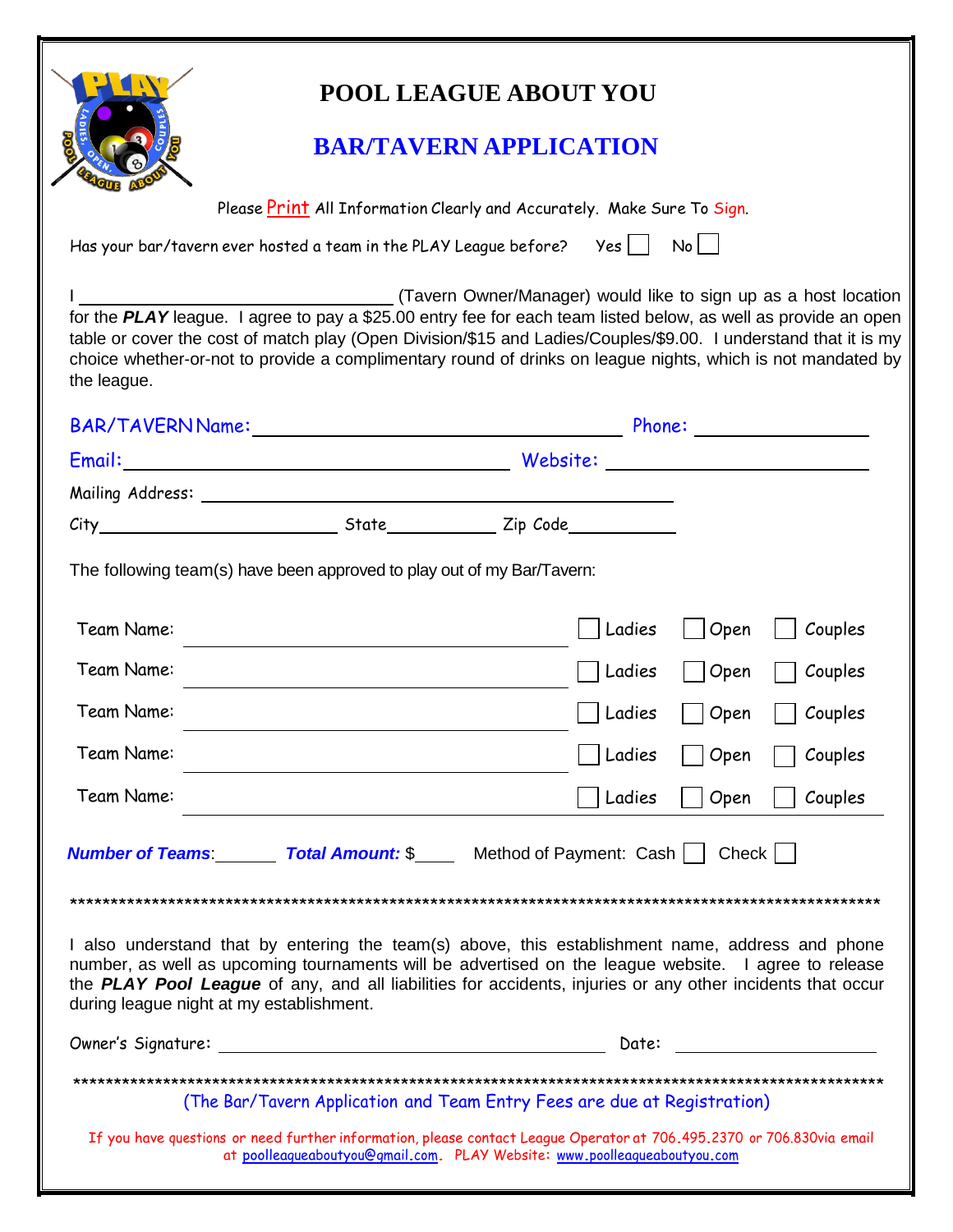# POOL LEAGUE ABOUT YOU

## BAR/TAVERN APPLICATION

Please **Print** All Information Clearly and Accurately. Make Sure To **Sign**.

Has your bar/tavern ever hosted a team in the PLAY League before? Yes ☐ No ☐

I ______________________________ (Tavern Owner/Manager) would like to sign up as a host location for the ***PLAY*** league. I agree to pay a $25.00 entry fee for each team listed below, as well as provide an open table or cover the cost of match play (Open Division/$15 and Ladies/Couples/$9.00. I understand that it is my choice whether-or-not to provide a complimentary round of drinks on league nights, which is not mandated by the league.

BAR/TAVERN Name: ______________________________ Phone: ______________

Email: ______________________________ Website: ______________________

Mailing Address: ________________________________________

City ____________________ State __________ Zip Code __________

The following team(s) have been approved to play out of my Bar/Tavern:

Team Name: ______________________________ ☐ Ladies ☐ Open ☐ Couples

Team Name: ______________________________ ☐ Ladies ☐ Open ☐ Couples

Team Name: ______________________________ ☐ Ladies ☐ Open ☐ Couples

Team Name: ______________________________ ☐ Ladies ☐ Open ☐ Couples

Team Name: ______________________________ ☐ Ladies ☐ Open ☐ Couples

***Number of Teams***: ______ ***Total Amount:*** $____ Method of Payment: Cash ☐ Check ☐

****************************************************************************************************

I also understand that by entering the team(s) above, this establishment name, address and phone number, as well as upcoming tournaments will be advertised on the league website. I agree to release the ***PLAY Pool League*** of any, and all liabilities for accidents, injuries or any other incidents that occur during league night at my establishment.

Owner's Signature: ______________________________ Date: ______________

****************************************************************************************************

(The Bar/Tavern Application and Team Entry Fees are due at Registration)

If you have questions or need further information, please contact League Operator at 706.495.2370 or 706.830via email at poolleagueaboutyou@gmail.com. PLAY Website: www.poolleagueaboutyou.com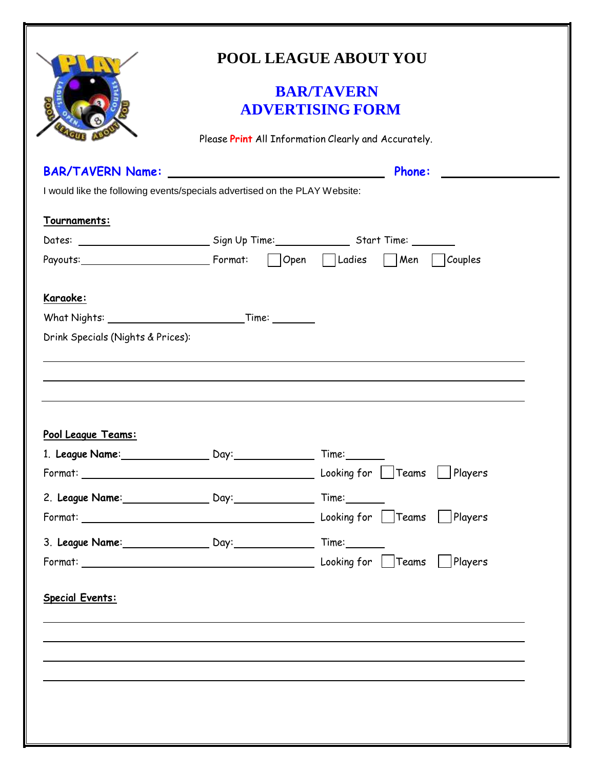# POOL LEAGUE ABOUT YOU

## BAR/TAVERN ADVERTISING FORM

Please **Print** All Information Clearly and Accurately.

**BAR/TAVERN Name:** ______________________________ **Phone:** ________________

I would like the following events/specials advertised on the PLAY Website:

**Tournaments:**

Dates: ____________________ Sign Up Time: ___________ Start Time: _______

Payouts: ____________________ Format: ☐ Open ☐ Ladies ☐ Men ☐ Couples

**Karaoke:**

What Nights: ____________________ Time: _______

Drink Specials (Nights & Prices):

______________________________________________________________

______________________________________________________________

______________________________________________________________

**Pool League Teams:**

1. **League Name**: ____________ Day: ____________ Time: ______
   Format: ________________________________ Looking for ☐ Teams ☐ Players

2. **League Name**: ____________ Day: ____________ Time: ______
   Format: ________________________________ Looking for ☐ Teams ☐ Players

3. **League Name**: ____________ Day: ____________ Time: ______
   Format: ________________________________ Looking for ☐ Teams ☐ Players

**Special Events:**

______________________________________________________________

______________________________________________________________

______________________________________________________________

______________________________________________________________